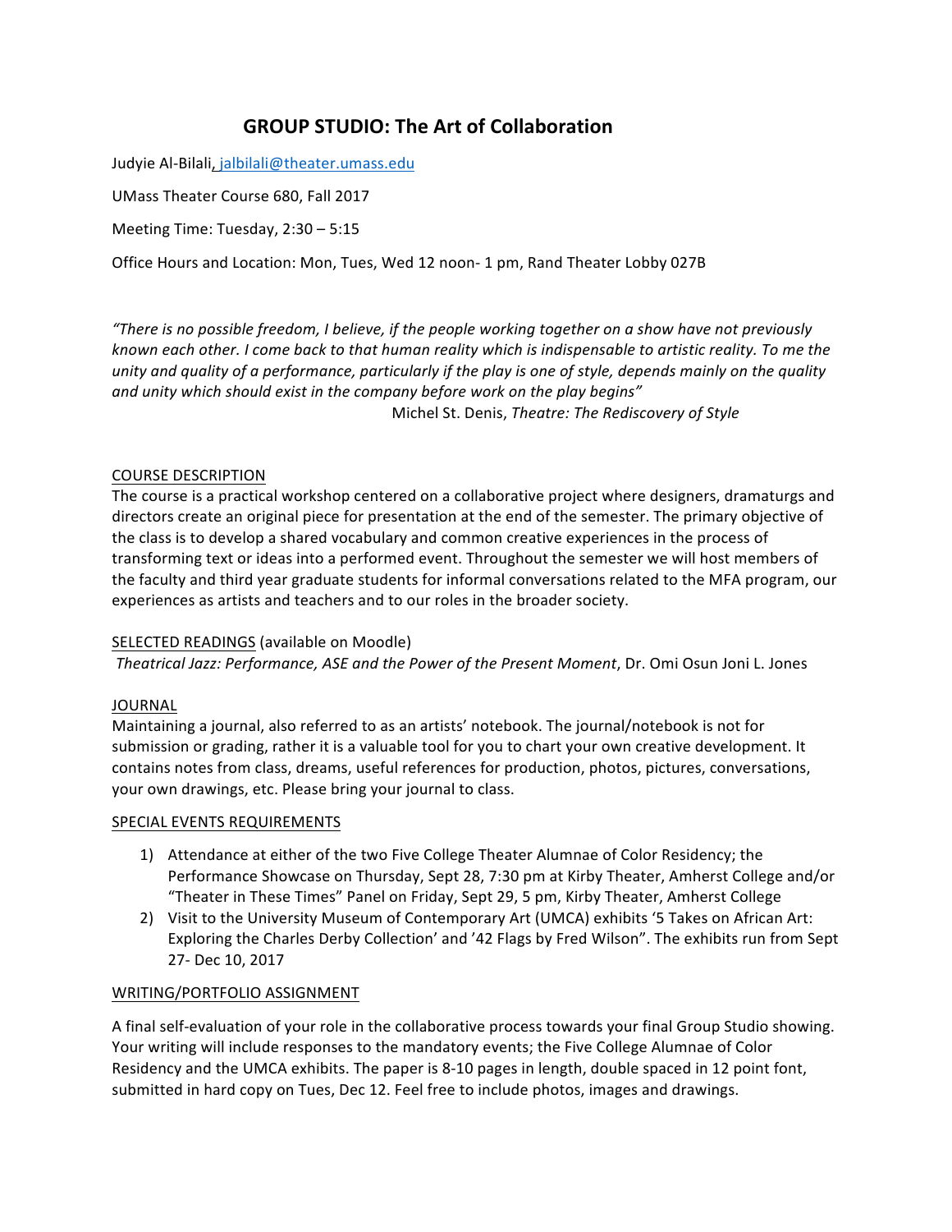# GROUP STUDIO: The Art of Collaboration

Judyie Al-Bilali, jalbilali@theater.umass.edu

UMass Theater Course 680, Fall 2017

Meeting Time: Tuesday, 2:30 – 5:15

Office Hours and Location: Mon, Tues, Wed 12 noon- 1 pm, Rand Theater Lobby 027B

*"There is no possible freedom, I believe, if the people working together on a show have not previously known each other. I come back to that human reality which is indispensable to artistic reality. To me the unity and quality of a performance, particularly if the play is one of style, depends mainly on the quality and unity which should exist in the company before work on the play begins"*

Michel St. Denis, *Theatre: The Rediscovery of Style*

## COURSE DESCRIPTION

The course is a practical workshop centered on a collaborative project where designers, dramaturgs and directors create an original piece for presentation at the end of the semester. The primary objective of the class is to develop a shared vocabulary and common creative experiences in the process of transforming text or ideas into a performed event. Throughout the semester we will host members of the faculty and third year graduate students for informal conversations related to the MFA program, our experiences as artists and teachers and to our roles in the broader society.

## SELECTED READINGS (available on Moodle)

*Theatrical Jazz: Performance, ASE and the Power of the Present Moment*, Dr. Omi Osun Joni L. Jones

## JOURNAL

Maintaining a journal, also referred to as an artists' notebook. The journal/notebook is not for submission or grading, rather it is a valuable tool for you to chart your own creative development. It contains notes from class, dreams, useful references for production, photos, pictures, conversations, your own drawings, etc. Please bring your journal to class.

## SPECIAL EVENTS REQUIREMENTS

1) Attendance at either of the two Five College Theater Alumnae of Color Residency; the Performance Showcase on Thursday, Sept 28, 7:30 pm at Kirby Theater, Amherst College and/or "Theater in These Times" Panel on Friday, Sept 29, 5 pm, Kirby Theater, Amherst College
2) Visit to the University Museum of Contemporary Art (UMCA) exhibits '5 Takes on African Art: Exploring the Charles Derby Collection' and '42 Flags by Fred Wilson". The exhibits run from Sept 27- Dec 10, 2017

## WRITING/PORTFOLIO ASSIGNMENT

A final self-evaluation of your role in the collaborative process towards your final Group Studio showing. Your writing will include responses to the mandatory events; the Five College Alumnae of Color Residency and the UMCA exhibits. The paper is 8-10 pages in length, double spaced in 12 point font, submitted in hard copy on Tues, Dec 12. Feel free to include photos, images and drawings.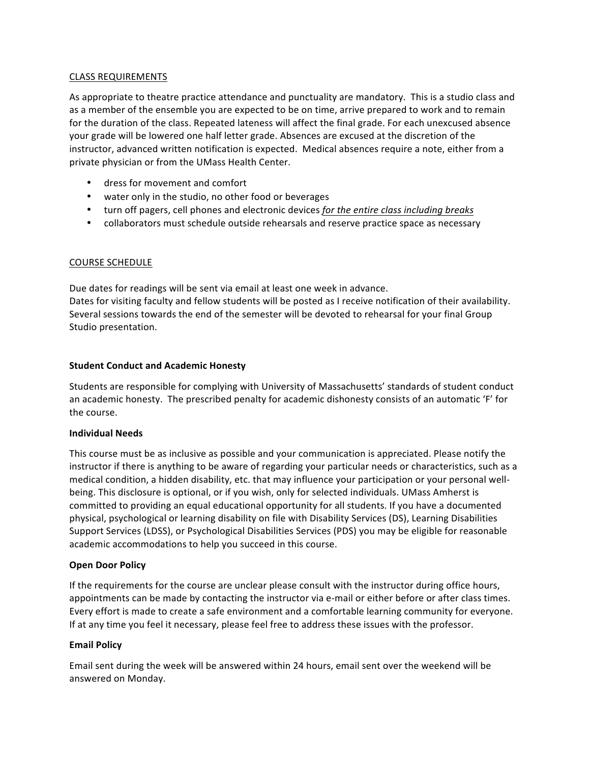<u>CLASS REQUIREMENTS</u>

As appropriate to theatre practice attendance and punctuality are mandatory. This is a studio class and as a member of the ensemble you are expected to be on time, arrive prepared to work and to remain for the duration of the class. Repeated lateness will affect the final grade. For each unexcused absence your grade will be lowered one half letter grade. Absences are excused at the discretion of the instructor, advanced written notification is expected. Medical absences require a note, either from a private physician or from the UMass Health Center.

- dress for movement and comfort
- water only in the studio, no other food or beverages
- turn off pagers, cell phones and electronic devices <u>*for the entire class including breaks*</u>
- collaborators must schedule outside rehearsals and reserve practice space as necessary

<u>COURSE SCHEDULE</u>

Due dates for readings will be sent via email at least one week in advance.
Dates for visiting faculty and fellow students will be posted as I receive notification of their availability.
Several sessions towards the end of the semester will be devoted to rehearsal for your final Group Studio presentation.

**Student Conduct and Academic Honesty**

Students are responsible for complying with University of Massachusetts' standards of student conduct an academic honesty. The prescribed penalty for academic dishonesty consists of an automatic 'F' for the course.

**Individual Needs**

This course must be as inclusive as possible and your communication is appreciated. Please notify the instructor if there is anything to be aware of regarding your particular needs or characteristics, such as a medical condition, a hidden disability, etc. that may influence your participation or your personal well-being. This disclosure is optional, or if you wish, only for selected individuals. UMass Amherst is committed to providing an equal educational opportunity for all students. If you have a documented physical, psychological or learning disability on file with Disability Services (DS), Learning Disabilities Support Services (LDSS), or Psychological Disabilities Services (PDS) you may be eligible for reasonable academic accommodations to help you succeed in this course.

**Open Door Policy**

If the requirements for the course are unclear please consult with the instructor during office hours, appointments can be made by contacting the instructor via e-mail or either before or after class times. Every effort is made to create a safe environment and a comfortable learning community for everyone. If at any time you feel it necessary, please feel free to address these issues with the professor.

**Email Policy**

Email sent during the week will be answered within 24 hours, email sent over the weekend will be answered on Monday.